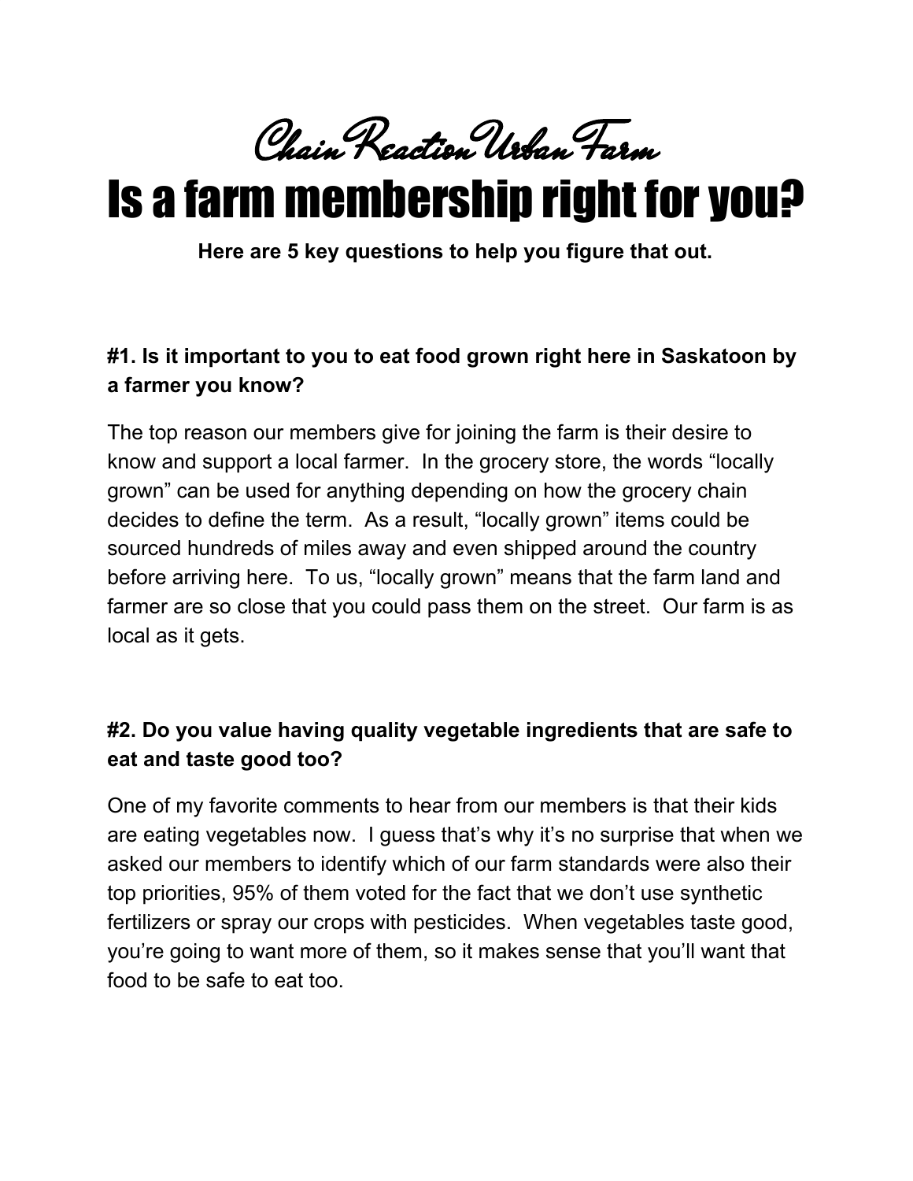# Chain Reaction Urban Farm

# Is a farm membership right for you?

**Here are 5 key questions to help you figure that out.**

### #1. Is it important to you to eat food grown right here in Saskatoon by a farmer you know?

The top reason our members give for joining the farm is their desire to know and support a local farmer. In the grocery store, the words “locally grown” can be used for anything depending on how the grocery chain decides to define the term. As a result, “locally grown” items could be sourced hundreds of miles away and even shipped around the country before arriving here. To us, “locally grown” means that the farm land and farmer are so close that you could pass them on the street. Our farm is as local as it gets.

### #2. Do you value having quality vegetable ingredients that are safe to eat and taste good too?

One of my favorite comments to hear from our members is that their kids are eating vegetables now. I guess that’s why it’s no surprise that when we asked our members to identify which of our farm standards were also their top priorities, 95% of them voted for the fact that we don’t use synthetic fertilizers or spray our crops with pesticides. When vegetables taste good, you’re going to want more of them, so it makes sense that you’ll want that food to be safe to eat too.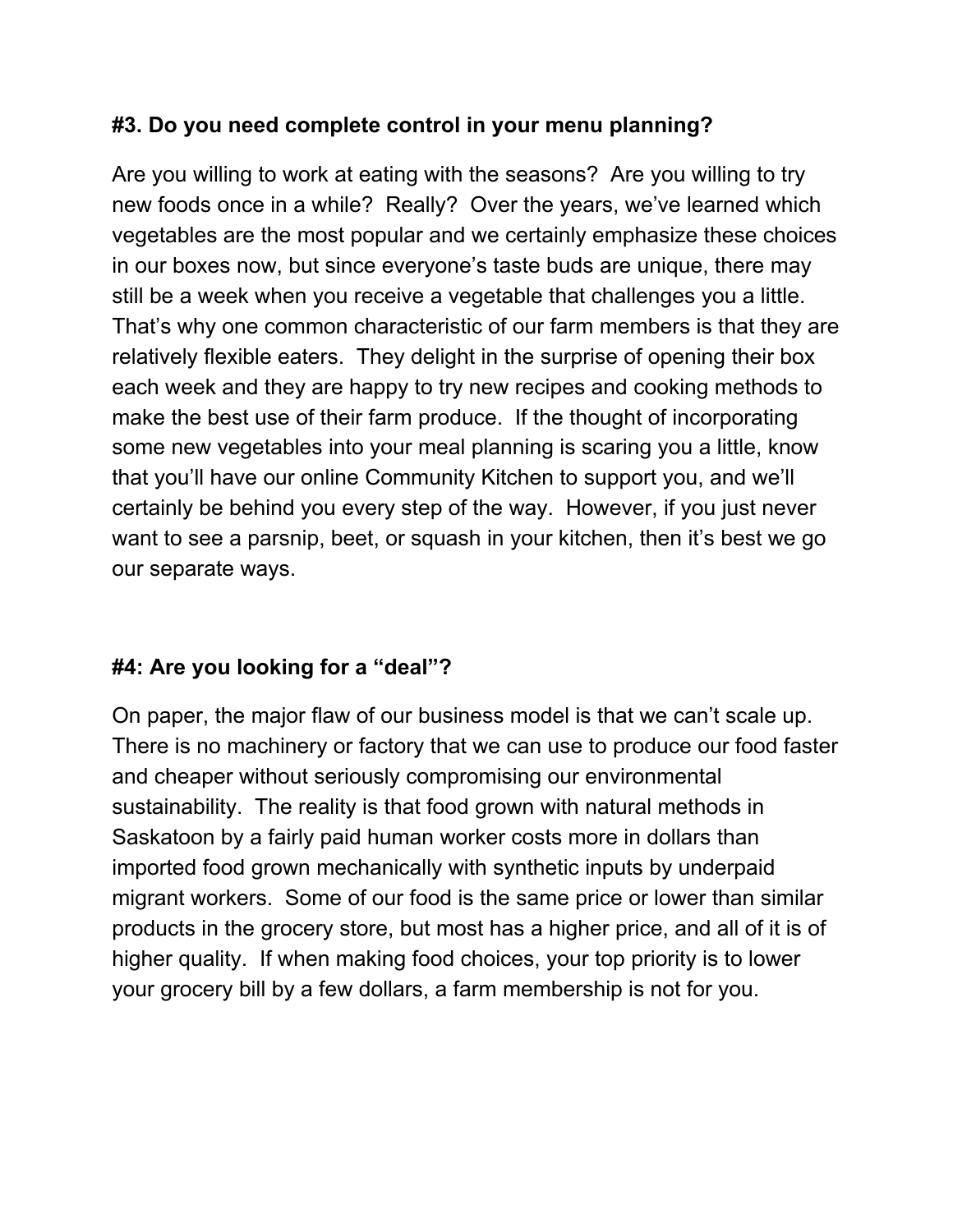### #3. Do you need complete control in your menu planning?

Are you willing to work at eating with the seasons? Are you willing to try new foods once in a while? Really? Over the years, we've learned which vegetables are the most popular and we certainly emphasize these choices in our boxes now, but since everyone's taste buds are unique, there may still be a week when you receive a vegetable that challenges you a little. That's why one common characteristic of our farm members is that they are relatively flexible eaters. They delight in the surprise of opening their box each week and they are happy to try new recipes and cooking methods to make the best use of their farm produce. If the thought of incorporating some new vegetables into your meal planning is scaring you a little, know that you'll have our online Community Kitchen to support you, and we'll certainly be behind you every step of the way. However, if you just never want to see a parsnip, beet, or squash in your kitchen, then it's best we go our separate ways.

### #4: Are you looking for a "deal"?

On paper, the major flaw of our business model is that we can't scale up. There is no machinery or factory that we can use to produce our food faster and cheaper without seriously compromising our environmental sustainability. The reality is that food grown with natural methods in Saskatoon by a fairly paid human worker costs more in dollars than imported food grown mechanically with synthetic inputs by underpaid migrant workers. Some of our food is the same price or lower than similar products in the grocery store, but most has a higher price, and all of it is of higher quality. If when making food choices, your top priority is to lower your grocery bill by a few dollars, a farm membership is not for you.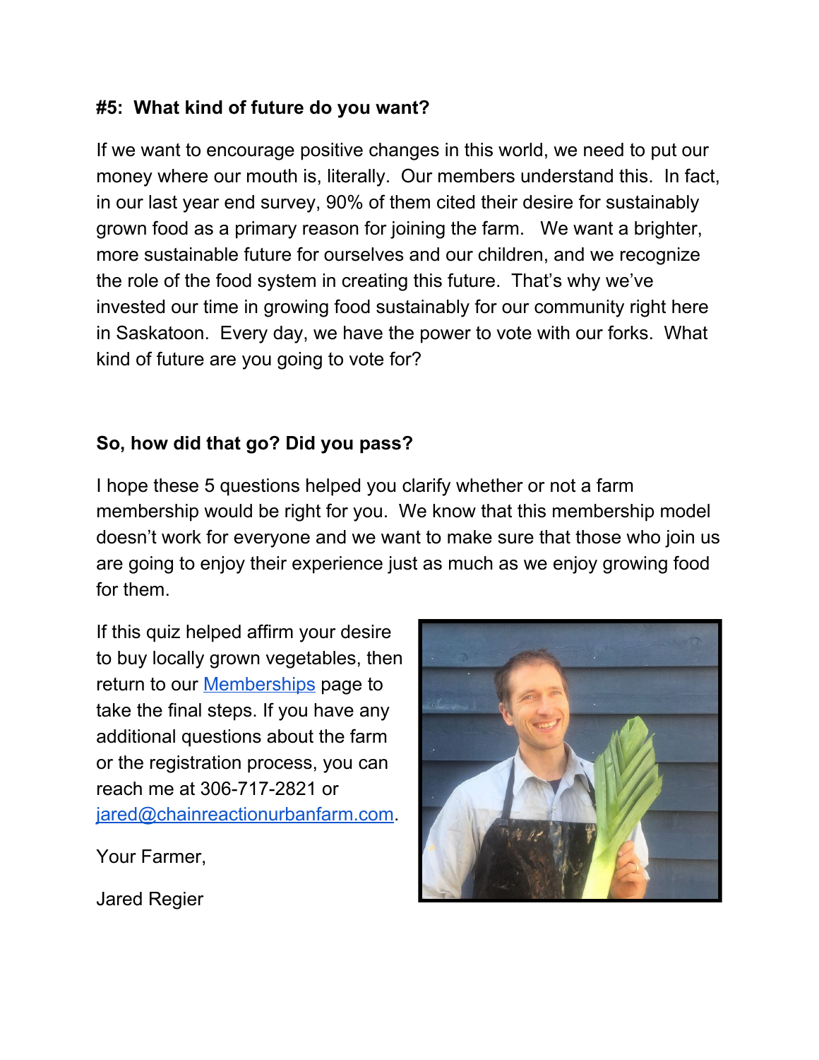**#5: What kind of future do you want?**

If we want to encourage positive changes in this world, we need to put our money where our mouth is, literally. Our members understand this. In fact, in our last year end survey, 90% of them cited their desire for sustainably grown food as a primary reason for joining the farm. We want a brighter, more sustainable future for ourselves and our children, and we recognize the role of the food system in creating this future. That's why we've invested our time in growing food sustainably for our community right here in Saskatoon. Every day, we have the power to vote with our forks. What kind of future are you going to vote for?

**So, how did that go? Did you pass?**

I hope these 5 questions helped you clarify whether or not a farm membership would be right for you. We know that this membership model doesn't work for everyone and we want to make sure that those who join us are going to enjoy their experience just as much as we enjoy growing food for them.

If this quiz helped affirm your desire to buy locally grown vegetables, then return to our Memberships page to take the final steps. If you have any additional questions about the farm or the registration process, you can reach me at 306-717-2821 or jared@chainreactionurbanfarm.com.

Your Farmer,

Jared Regier